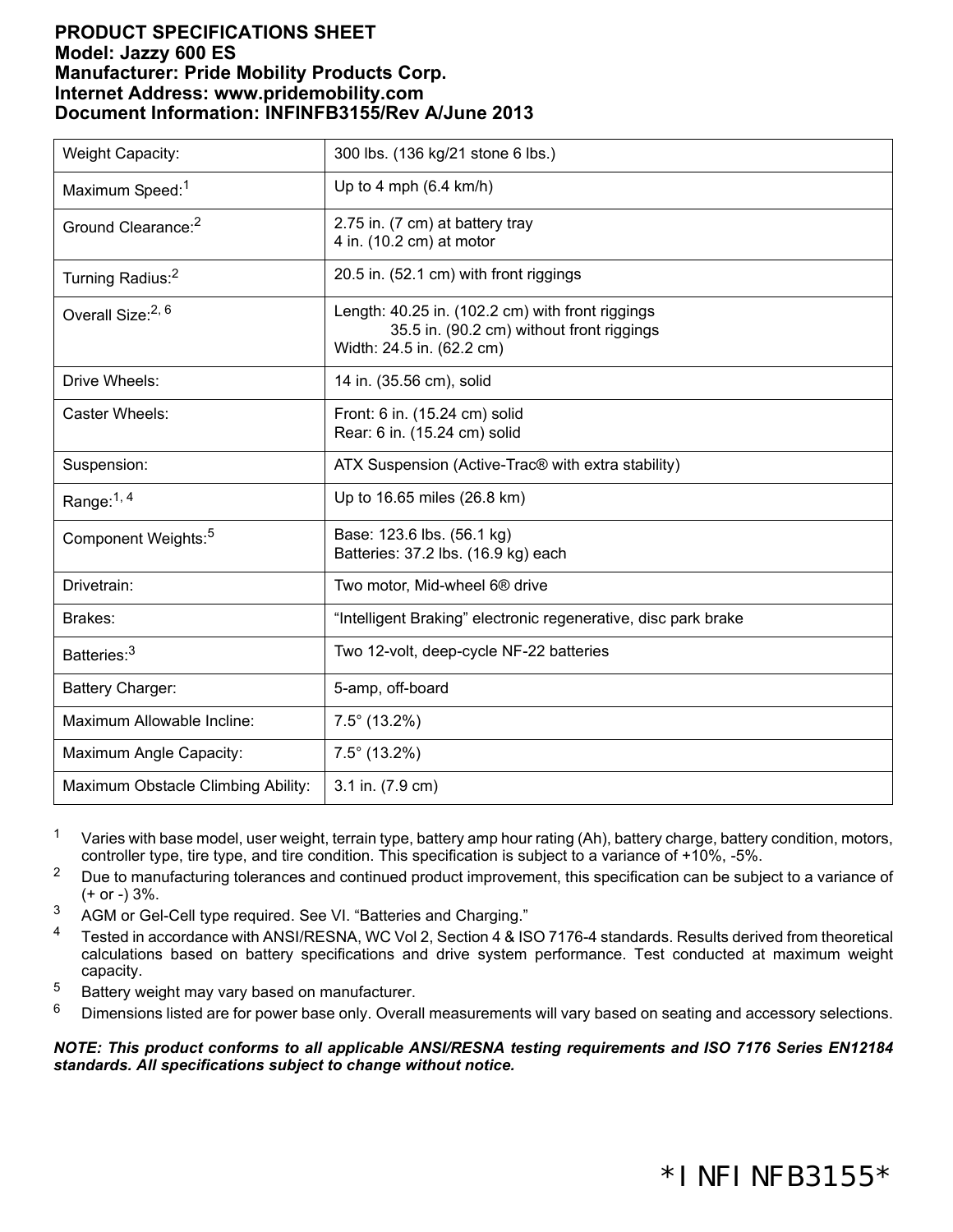**PRODUCT SPECIFICATIONS SHEET**
**Model: Jazzy 600 ES**
**Manufacturer: Pride Mobility Products Corp.**
**Internet Address: www.pridemobility.com**
**Document Information: INFINFB3155/Rev A/June 2013**

| | |
|---|---|
| Weight Capacity: | 300 lbs. (136 kg/21 stone 6 lbs.) |
| Maximum Speed:[1] | Up to 4 mph (6.4 km/h) |
| Ground Clearance:[2] | 2.75 in. (7 cm) at battery tray<br>4 in. (10.2 cm) at motor |
| Turning Radius:[2] | 20.5 in. (52.1 cm) with front riggings |
| Overall Size:[2, 6] | Length: 40.25 in. (102.2 cm) with front riggings<br>35.5 in. (90.2 cm) without front riggings<br>Width: 24.5 in. (62.2 cm) |
| Drive Wheels: | 14 in. (35.56 cm), solid |
| Caster Wheels: | Front: 6 in. (15.24 cm) solid<br>Rear: 6 in. (15.24 cm) solid |
| Suspension: | ATX Suspension (Active-Trac® with extra stability) |
| Range:[1, 4] | Up to 16.65 miles (26.8 km) |
| Component Weights:[5] | Base: 123.6 lbs. (56.1 kg)<br>Batteries: 37.2 lbs. (16.9 kg) each |
| Drivetrain: | Two motor, Mid-wheel 6® drive |
| Brakes: | "Intelligent Braking" electronic regenerative, disc park brake |
| Batteries:[3] | Two 12-volt, deep-cycle NF-22 batteries |
| Battery Charger: | 5-amp, off-board |
| Maximum Allowable Incline: | 7.5° (13.2%) |
| Maximum Angle Capacity: | 7.5° (13.2%) |
| Maximum Obstacle Climbing Ability: | 3.1 in. (7.9 cm) |

[1] Varies with base model, user weight, terrain type, battery amp hour rating (Ah), battery charge, battery condition, motors, controller type, tire type, and tire condition. This specification is subject to a variance of +10%, -5%.

[2] Due to manufacturing tolerances and continued product improvement, this specification can be subject to a variance of (+ or -) 3%.

[3] AGM or Gel-Cell type required. See VI. "Batteries and Charging."

[4] Tested in accordance with ANSI/RESNA, WC Vol 2, Section 4 & ISO 7176-4 standards. Results derived from theoretical calculations based on battery specifications and drive system performance. Test conducted at maximum weight capacity.

[5] Battery weight may vary based on manufacturer.

[6] Dimensions listed are for power base only. Overall measurements will vary based on seating and accessory selections.

***NOTE: This product conforms to all applicable ANSI/RESNA testing requirements and ISO 7176 Series EN12184 standards. All specifications subject to change without notice.***

*INFINFB3155*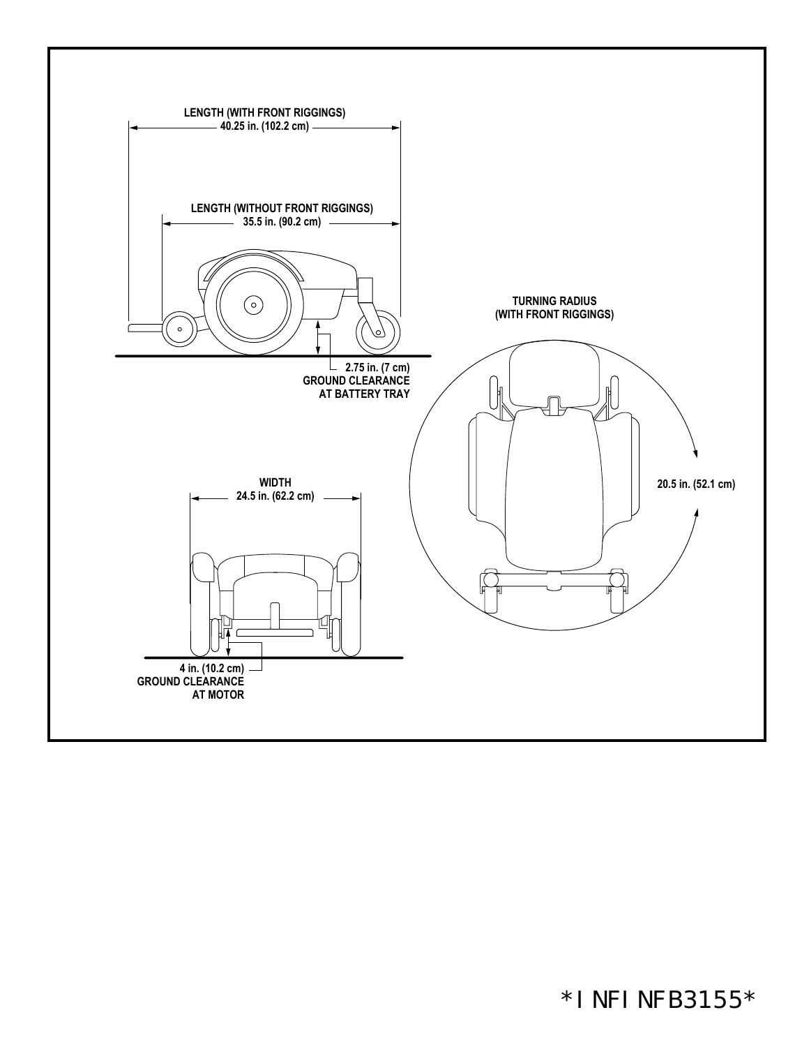LENGTH (WITH FRONT RIGGINGS)
40.25 in. (102.2 cm)

LENGTH (WITHOUT FRONT RIGGINGS)
35.5 in. (90.2 cm)

2.75 in. (7 cm)
GROUND CLEARANCE
AT BATTERY TRAY

TURNING RADIUS
(WITH FRONT RIGGINGS)

20.5 in. (52.1 cm)

WIDTH
24.5 in. (62.2 cm)

4 in. (10.2 cm)
GROUND CLEARANCE
AT MOTOR

*INFINFB3155*